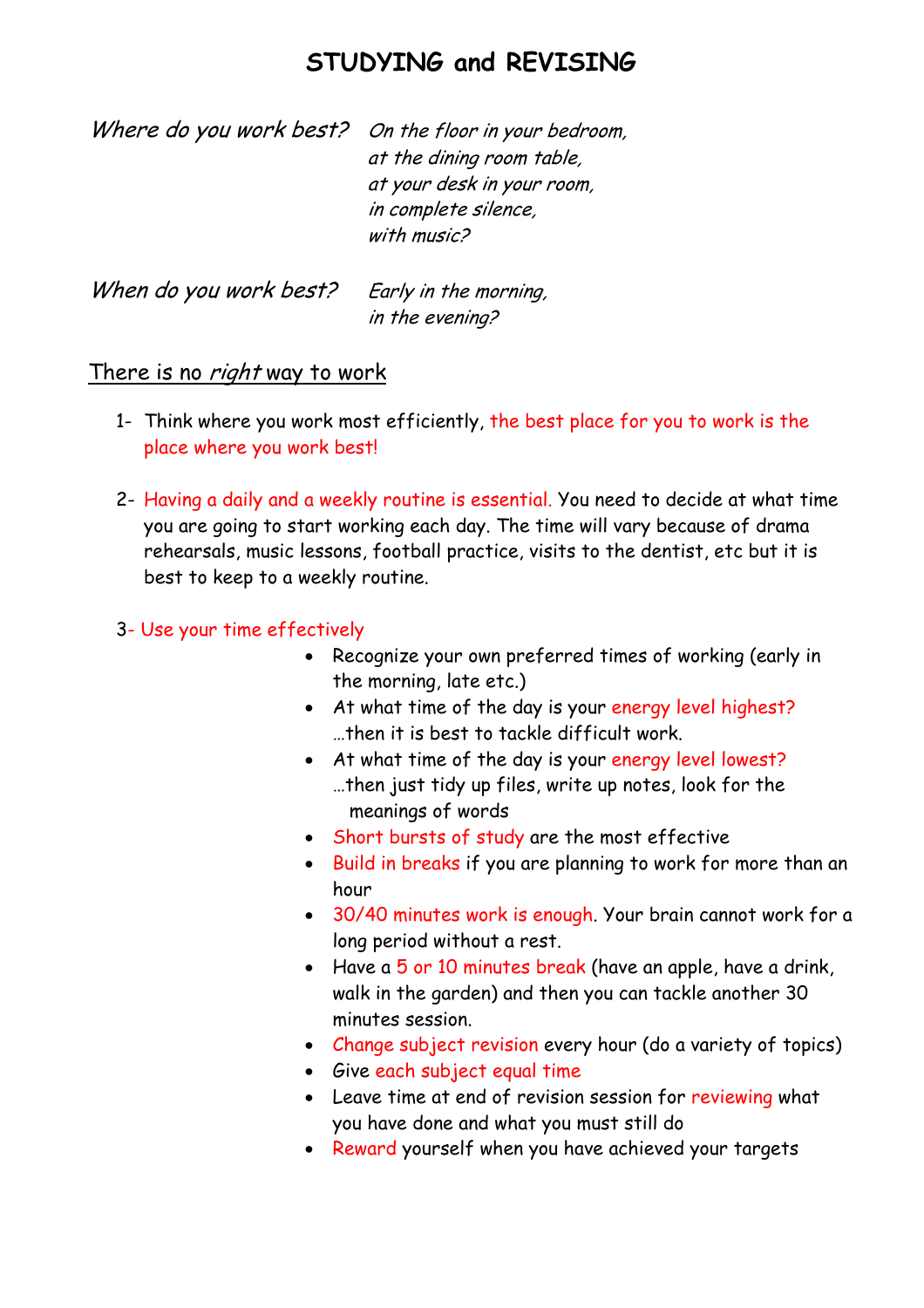# STUDYING and REVISING

*Where do you work best?* *On the floor in your bedroom,*
*at the dining room table,*
*at your desk in your room,*
*in complete silence,*
*with music?*

*When do you work best?* *Early in the morning,*
*in the evening?*

## There is no *right* way to work

1- Think where you work most efficiently, the best place for you to work is the place where you work best!

2- Having a daily and a weekly routine is essential. You need to decide at what time you are going to start working each day. The time will vary because of drama rehearsals, music lessons, football practice, visits to the dentist, etc but it is best to keep to a weekly routine.

3- Use your time effectively

- Recognize your own preferred times of working (early in the morning, late etc.)
- At what time of the day is your energy level highest? …then it is best to tackle difficult work.
- At what time of the day is your energy level lowest? …then just tidy up files, write up notes, look for the meanings of words
- Short bursts of study are the most effective
- Build in breaks if you are planning to work for more than an hour
- 30/40 minutes work is enough. Your brain cannot work for a long period without a rest.
- Have a 5 or 10 minutes break (have an apple, have a drink, walk in the garden) and then you can tackle another 30 minutes session.
- Change subject revision every hour (do a variety of topics)
- Give each subject equal time
- Leave time at end of revision session for reviewing what you have done and what you must still do
- Reward yourself when you have achieved your targets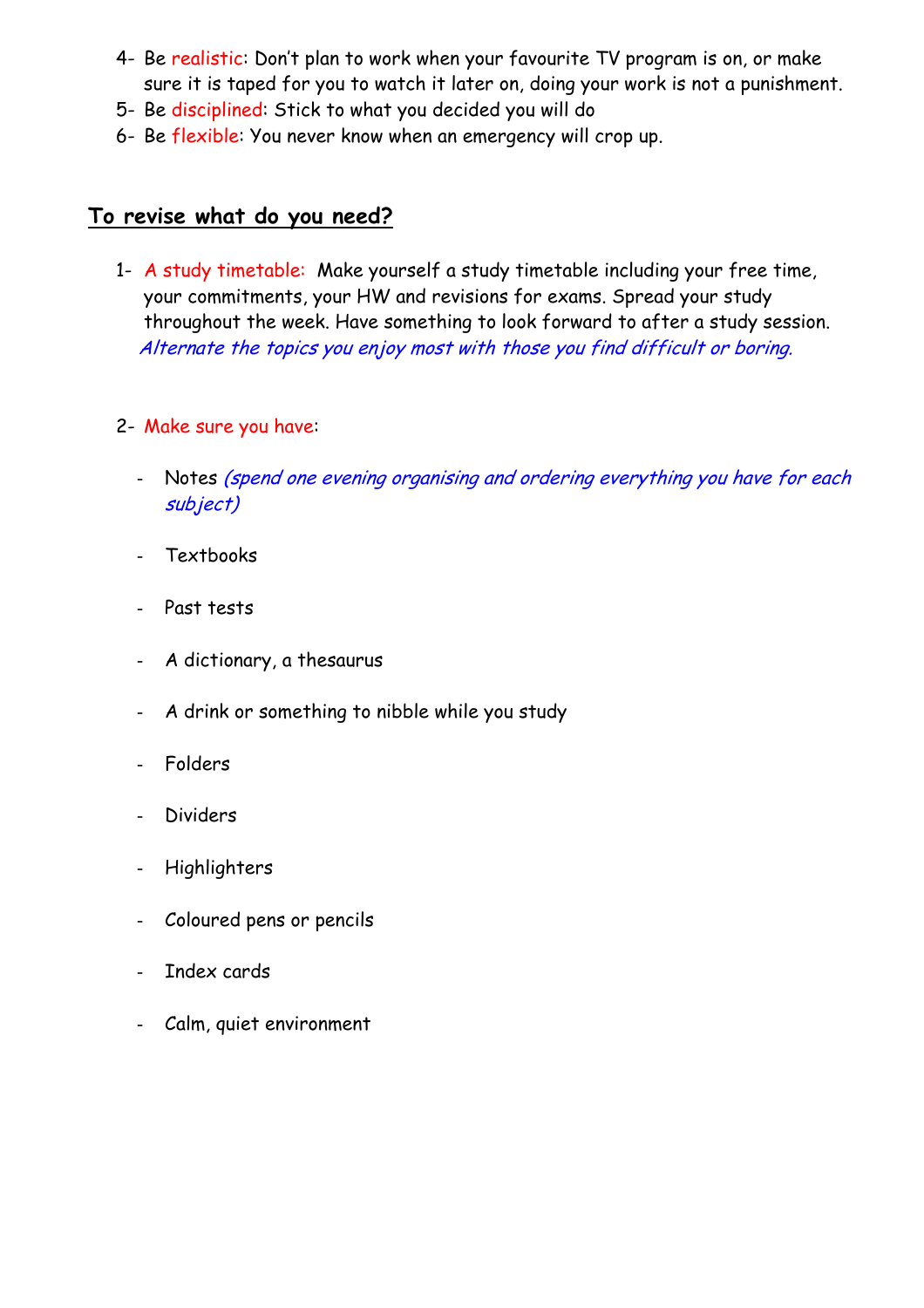4- Be realistic: Don't plan to work when your favourite TV program is on, or make sure it is taped for you to watch it later on, doing your work is not a punishment.
5- Be disciplined: Stick to what you decided you will do
6- Be flexible: You never know when an emergency will crop up.

## <u>**To revise what do you need?**</u>

1- A study timetable: Make yourself a study timetable including your free time, your commitments, your HW and revisions for exams. Spread your study throughout the week. Have something to look forward to after a study session. *Alternate the topics you enjoy most with those you find difficult or boring.*

2- Make sure you have:

- Notes *(spend one evening organising and ordering everything you have for each subject)*
- Textbooks
- Past tests
- A dictionary, a thesaurus
- A drink or something to nibble while you study
- Folders
- Dividers
- Highlighters
- Coloured pens or pencils
- Index cards
- Calm, quiet environment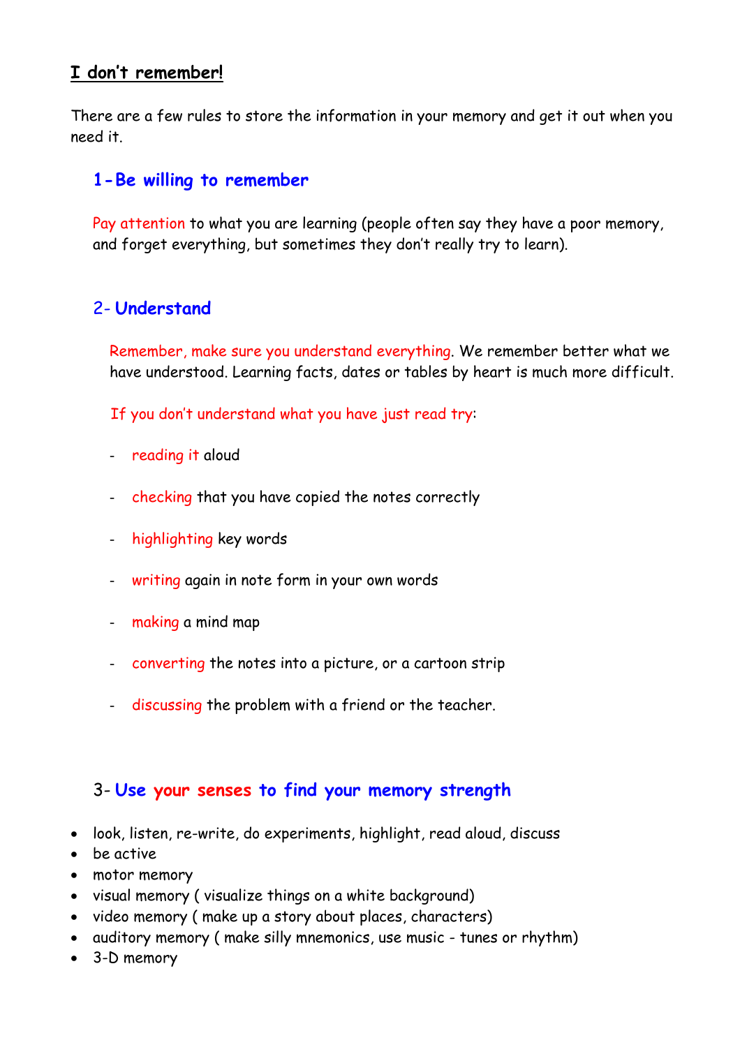## I don't remember!

There are a few rules to store the information in your memory and get it out when you need it.

### 1- Be willing to remember

Pay attention to what you are learning (people often say they have a poor memory, and forget everything, but sometimes they don't really try to learn).

### 2- Understand

Remember, make sure you understand everything. We remember better what we have understood. Learning facts, dates or tables by heart is much more difficult.

If you don't understand what you have just read try:

- reading it aloud
- checking that you have copied the notes correctly
- highlighting key words
- writing again in note form in your own words
- making a mind map
- converting the notes into a picture, or a cartoon strip
- discussing the problem with a friend or the teacher.

### 3- Use your senses to find your memory strength

- look, listen, re-write, do experiments, highlight, read aloud, discuss
- be active
- motor memory
- visual memory ( visualize things on a white background)
- video memory ( make up a story about places, characters)
- auditory memory ( make silly mnemonics, use music - tunes or rhythm)
- 3-D memory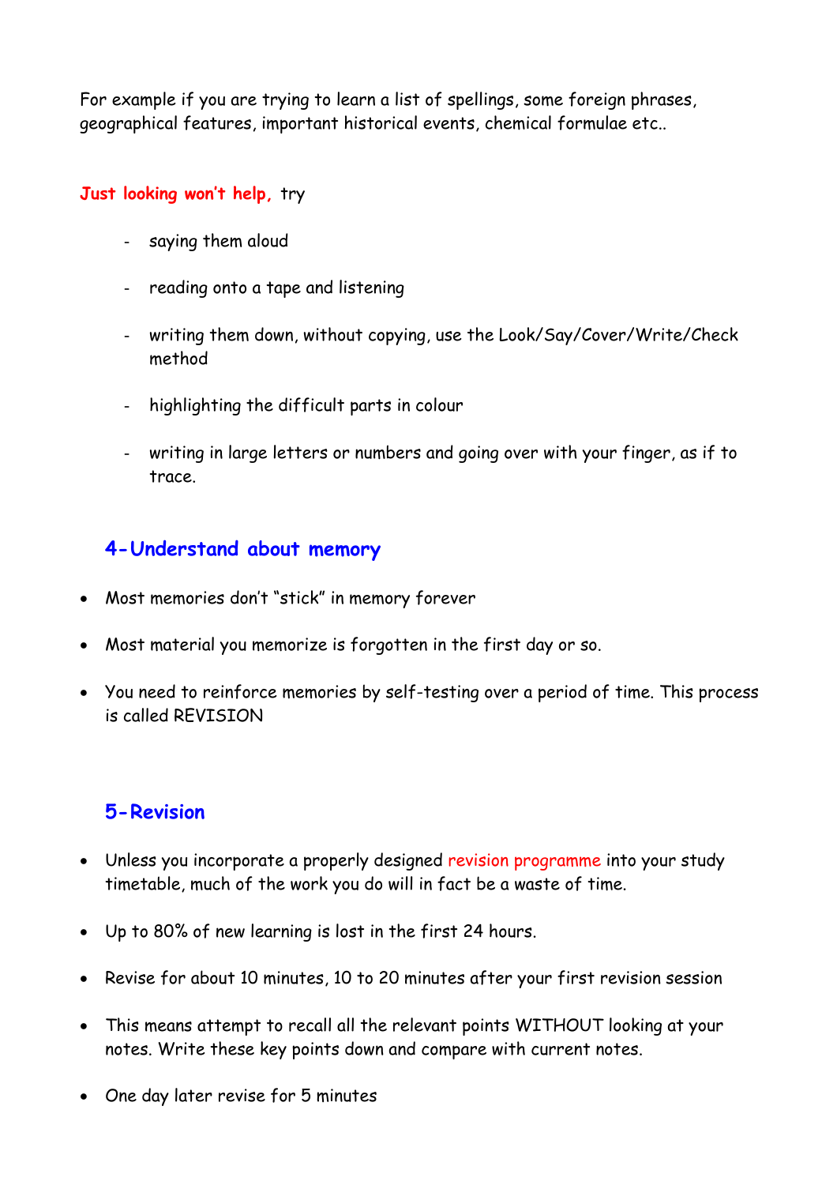For example if you are trying to learn a list of spellings, some foreign phrases, geographical features, important historical events, chemical formulae etc..

**Just looking won't help,** try

- saying them aloud
- reading onto a tape and listening
- writing them down, without copying, use the Look/Say/Cover/Write/Check method
- highlighting the difficult parts in colour
- writing in large letters or numbers and going over with your finger, as if to trace.

## 4-Understand about memory

- Most memories don't "stick" in memory forever
- Most material you memorize is forgotten in the first day or so.
- You need to reinforce memories by self-testing over a period of time. This process is called REVISION

## 5-Revision

- Unless you incorporate a properly designed revision programme into your study timetable, much of the work you do will in fact be a waste of time.
- Up to 80% of new learning is lost in the first 24 hours.
- Revise for about 10 minutes, 10 to 20 minutes after your first revision session
- This means attempt to recall all the relevant points WITHOUT looking at your notes. Write these key points down and compare with current notes.
- One day later revise for 5 minutes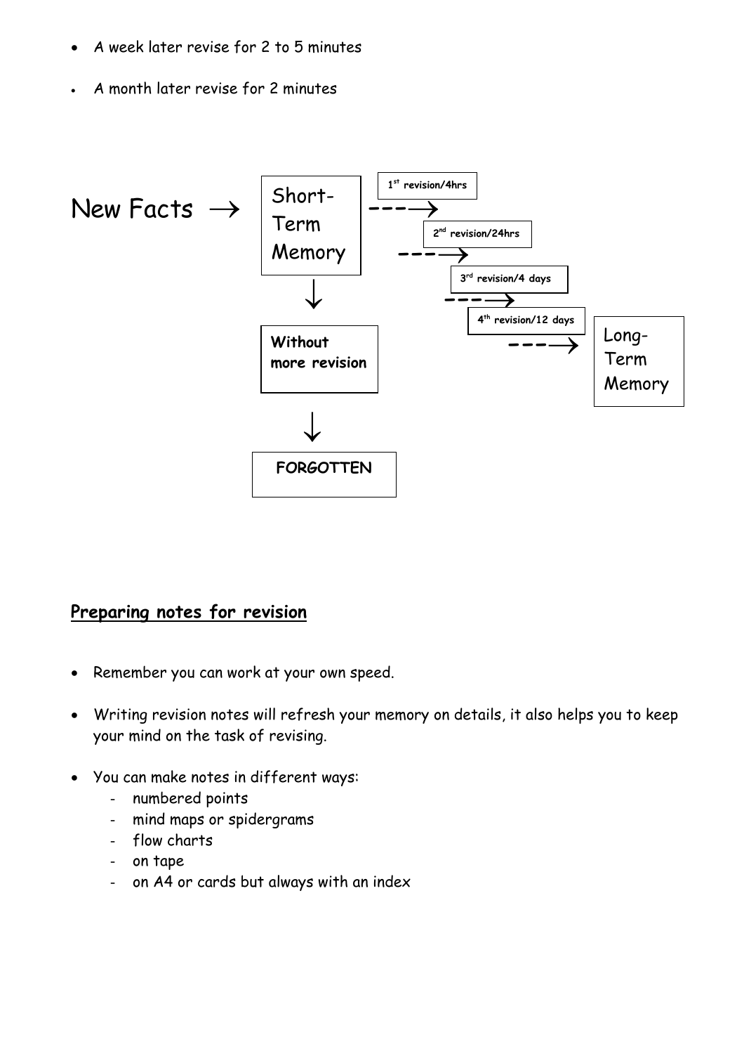- A week later revise for 2 to 5 minutes
- A month later revise for 2 minutes

New Facts → Short-Term Memory

Short-Term Memory → 1st revision/4hrs → 2nd revision/24hrs → 3rd revision/4 days → 4th revision/12 days → Long-Term Memory

Short-Term Memory ↓ Without more revision ↓ FORGOTTEN

## Preparing notes for revision

- Remember you can work at your own speed.
- Writing revision notes will refresh your memory on details, it also helps you to keep your mind on the task of revising.
- You can make notes in different ways:
  - numbered points
  - mind maps or spidergrams
  - flow charts
  - on tape
  - on A4 or cards but always with an index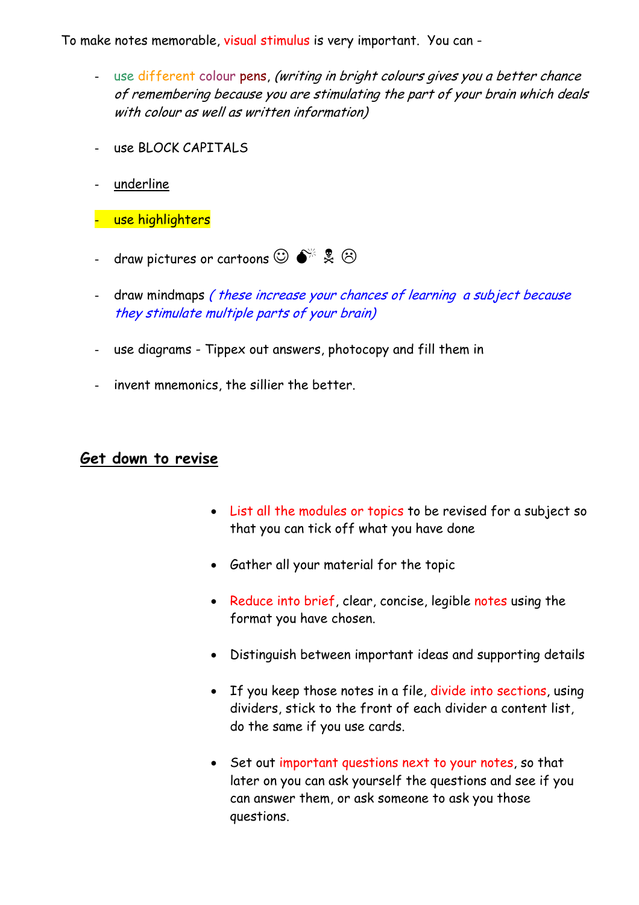To make notes memorable, visual stimulus is very important. You can -

- use different colour pens, *(writing in bright colours gives you a better chance of remembering because you are stimulating the part of your brain which deals with colour as well as written information)*
- use BLOCK CAPITALS
- underline
- use highlighters
- draw pictures or cartoons ☺ 💣 ☠ ☹
- draw mindmaps *( these increase your chances of learning a subject because they stimulate multiple parts of your brain)*
- use diagrams - Tippex out answers, photocopy and fill them in
- invent mnemonics, the sillier the better.

## Get down to revise

- List all the modules or topics to be revised for a subject so that you can tick off what you have done
- Gather all your material for the topic
- Reduce into brief, clear, concise, legible notes using the format you have chosen.
- Distinguish between important ideas and supporting details
- If you keep those notes in a file, divide into sections, using dividers, stick to the front of each divider a content list, do the same if you use cards.
- Set out important questions next to your notes, so that later on you can ask yourself the questions and see if you can answer them, or ask someone to ask you those questions.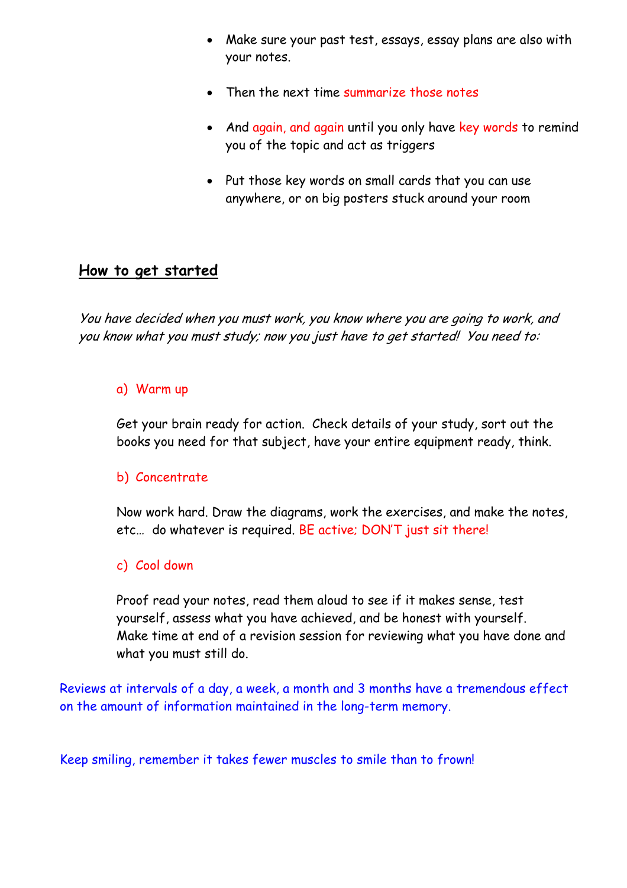- Make sure your past test, essays, essay plans are also with your notes.
- Then the next time summarize those notes
- And again, and again until you only have key words to remind you of the topic and act as triggers
- Put those key words on small cards that you can use anywhere, or on big posters stuck around your room

## How to get started

*You have decided when you must work, you know where you are going to work, and you know what you must study; now you just have to get started! You need to:*

a) Warm up

Get your brain ready for action. Check details of your study, sort out the books you need for that subject, have your entire equipment ready, think.

b) Concentrate

Now work hard. Draw the diagrams, work the exercises, and make the notes, etc… do whatever is required. BE active; DON'T just sit there!

c) Cool down

Proof read your notes, read them aloud to see if it makes sense, test yourself, assess what you have achieved, and be honest with yourself. Make time at end of a revision session for reviewing what you have done and what you must still do.

Reviews at intervals of a day, a week, a month and 3 months have a tremendous effect on the amount of information maintained in the long-term memory.

Keep smiling, remember it takes fewer muscles to smile than to frown!